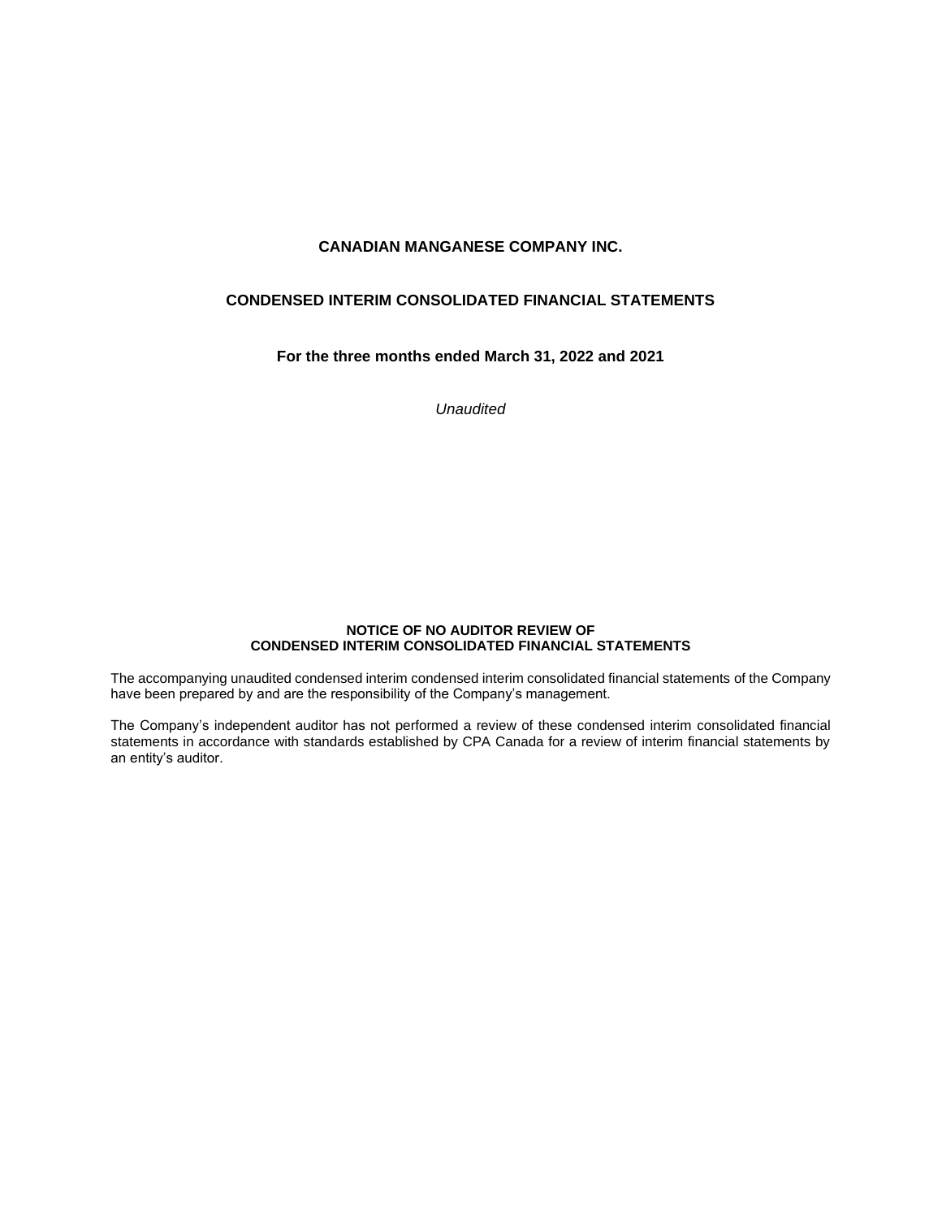# CANADIAN MANGANESE COMPANY INC.

## CONDENSED INTERIM CONSOLIDATED FINANCIAL STATEMENTS

**For the three months ended March 31, 2022 and 2021**

*Unaudited*

**NOTICE OF NO AUDITOR REVIEW OF CONDENSED INTERIM CONSOLIDATED FINANCIAL STATEMENTS**

The accompanying unaudited condensed interim condensed interim consolidated financial statements of the Company have been prepared by and are the responsibility of the Company's management.

The Company's independent auditor has not performed a review of these condensed interim consolidated financial statements in accordance with standards established by CPA Canada for a review of interim financial statements by an entity's auditor.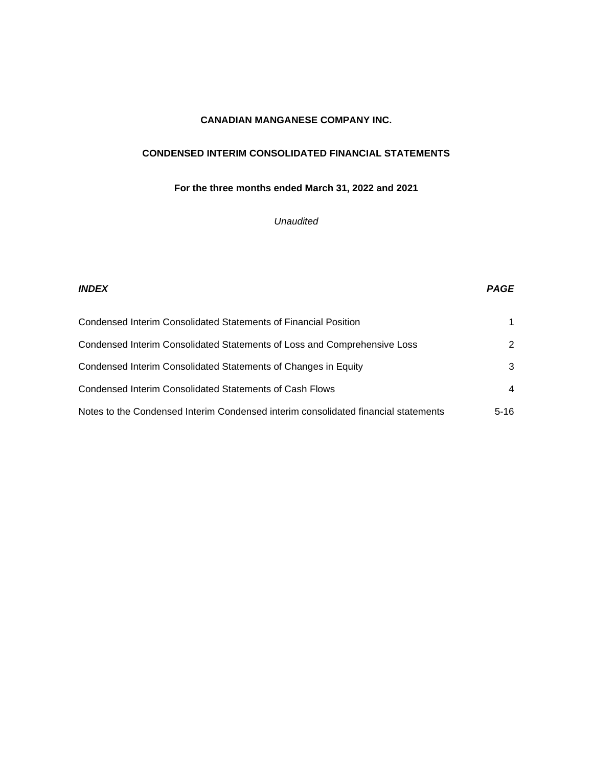**CANADIAN MANGANESE COMPANY INC.**

**CONDENSED INTERIM CONSOLIDATED FINANCIAL STATEMENTS**

**For the three months ended March 31, 2022 and 2021**

*Unaudited*

| ***INDEX*** | ***PAGE*** |
|---|---|
| Condensed Interim Consolidated Statements of Financial Position | 1 |
| Condensed Interim Consolidated Statements of Loss and Comprehensive Loss | 2 |
| Condensed Interim Consolidated Statements of Changes in Equity | 3 |
| Condensed Interim Consolidated Statements of Cash Flows | 4 |
| Notes to the Condensed Interim Condensed interim consolidated financial statements | 5-16 |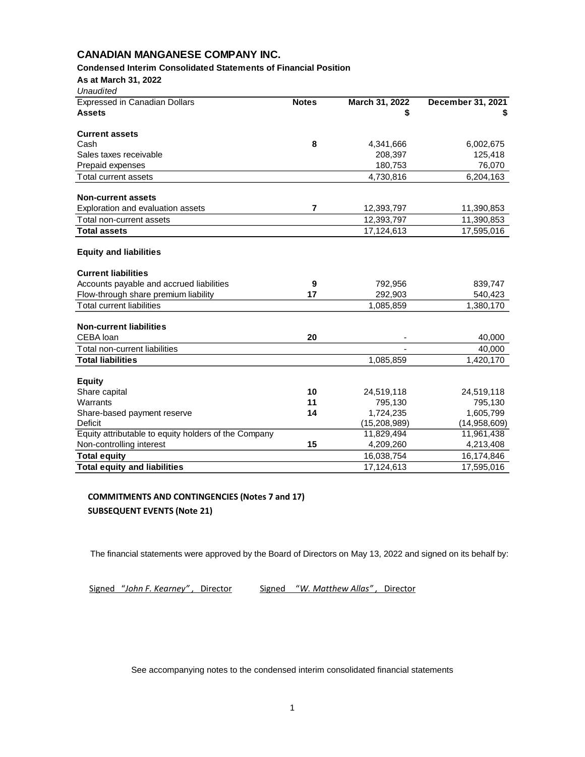# CANADIAN MANGANESE COMPANY INC.

**Condensed Interim Consolidated Statements of Financial Position**

**As at March 31, 2022**

*Unaudited*

| Expressed in Canadian Dollars | Notes | March 31, 2022 | December 31, 2021 |
|---|---|---|---|
| **Assets** | | **$** | **$** |
| | | | |
| **Current assets** | | | |
| Cash | **8** | 4,341,666 | 6,002,675 |
| Sales taxes receivable | | 208,397 | 125,418 |
| Prepaid expenses | | 180,753 | 76,070 |
| Total current assets | | 4,730,816 | 6,204,163 |
| | | | |
| **Non-current assets** | | | |
| Exploration and evaluation assets | **7** | 12,393,797 | 11,390,853 |
| Total non-current assets | | 12,393,797 | 11,390,853 |
| **Total assets** | | 17,124,613 | 17,595,016 |
| | | | |
| **Equity and liabilities** | | | |
| | | | |
| **Current liabilities** | | | |
| Accounts payable and accrued liabilities | **9** | 792,956 | 839,747 |
| Flow-through share premium liability | **17** | 292,903 | 540,423 |
| Total current liabilities | | 1,085,859 | 1,380,170 |
| | | | |
| **Non-current liabilities** | | | |
| CEBA loan | **20** | - | 40,000 |
| Total non-current liabilities | | - | 40,000 |
| **Total liabilities** | | 1,085,859 | 1,420,170 |
| | | | |
| **Equity** | | | |
| Share capital | **10** | 24,519,118 | 24,519,118 |
| Warrants | **11** | 795,130 | 795,130 |
| Share-based payment reserve | **14** | 1,724,235 | 1,605,799 |
| Deficit | | (15,208,989) | (14,958,609) |
| Equity attributable to equity holders of the Company | | 11,829,494 | 11,961,438 |
| Non-controlling interest | **15** | 4,209,260 | 4,213,408 |
| **Total equity** | | 16,038,754 | 16,174,846 |
| **Total equity and liabilities** | | 17,124,613 | 17,595,016 |

**COMMITMENTS AND CONTINGENCIES (Notes 7 and 17)**

**SUBSEQUENT EVENTS (Note 21)**

The financial statements were approved by the Board of Directors on May 13, 2022 and signed on its behalf by:

Signed *"John F. Kearney"*, Director          Signed *"W. Matthew Allas"*, Director

See accompanying notes to the condensed interim consolidated financial statements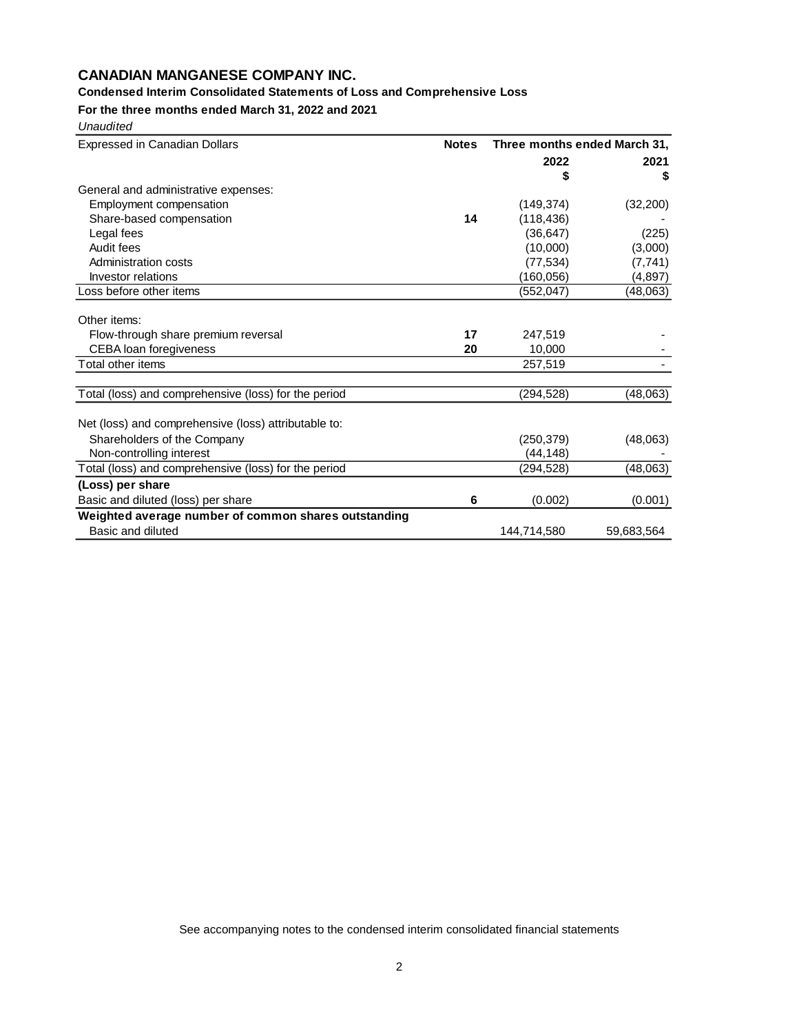# CANADIAN MANGANESE COMPANY INC.

**Condensed Interim Consolidated Statements of Loss and Comprehensive Loss**

**For the three months ended March 31, 2022 and 2021**

*Unaudited*

| Expressed in Canadian Dollars | Notes | Three months ended March 31, | |
|---|---|---|---|
| | | **2022** | **2021** |
| | | **$** | **$** |
| General and administrative expenses: | | | |
| Employment compensation | | (149,374) | (32,200) |
| Share-based compensation | **14** | (118,436) | - |
| Legal fees | | (36,647) | (225) |
| Audit fees | | (10,000) | (3,000) |
| Administration costs | | (77,534) | (7,741) |
| Investor relations | | (160,056) | (4,897) |
| Loss before other items | | (552,047) | (48,063) |
| | | | |
| Other items: | | | |
| Flow-through share premium reversal | **17** | 247,519 | - |
| CEBA loan foregiveness | **20** | 10,000 | - |
| Total other items | | 257,519 | - |
| | | | |
| Total (loss) and comprehensive (loss) for the period | | (294,528) | (48,063) |
| | | | |
| Net (loss) and comprehensive (loss) attributable to: | | | |
| Shareholders of the Company | | (250,379) | (48,063) |
| Non-controlling interest | | (44,148) | - |
| Total (loss) and comprehensive (loss) for the period | | (294,528) | (48,063) |
| **(Loss) per share** | | | |
| Basic and diluted (loss) per share | **6** | (0.002) | (0.001) |
| **Weighted average number of common shares outstanding** | | | |
| Basic and diluted | | 144,714,580 | 59,683,564 |

See accompanying notes to the condensed interim consolidated financial statements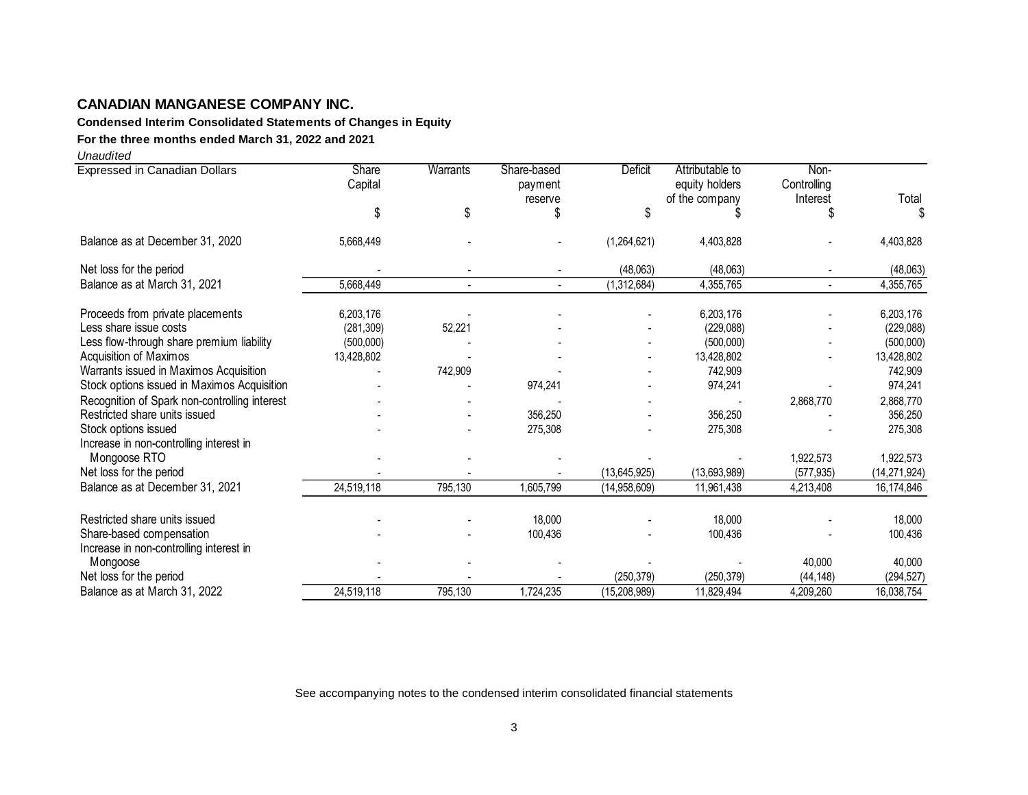# CANADIAN MANGANESE COMPANY INC.

**Condensed Interim Consolidated Statements of Changes in Equity**

**For the three months ended March 31, 2022 and 2021**

*Unaudited*

| Expressed in Canadian Dollars | Share Capital | Warrants | Share-based payment reserve | Deficit | Attributable to equity holders of the company | Non-Controlling Interest | Total |
|---|---|---|---|---|---|---|---|
| | $ | $ | $ | $ | $ | $ | $ |
| Balance as at December 31, 2020 | 5,668,449 | - | - | (1,264,621) | 4,403,828 | - | 4,403,828 |
| Net loss for the period | - | - | - | (48,063) | (48,063) | - | (48,063) |
| Balance as at March 31, 2021 | 5,668,449 | - | - | (1,312,684) | 4,355,765 | - | 4,355,765 |
| Proceeds from private placements | 6,203,176 | - | - | - | 6,203,176 | - | 6,203,176 |
| Less share issue costs | (281,309) | 52,221 | - | - | (229,088) | - | (229,088) |
| Less flow-through share premium liability | (500,000) | - | - | - | (500,000) | - | (500,000) |
| Acquisition of Maximos | 13,428,802 | - | - | - | 13,428,802 | - | 13,428,802 |
| Warrants issued in Maximos Acquisition | - | 742,909 | - | - | 742,909 | | 742,909 |
| Stock options issued in Maximos Acquisition | - | - | 974,241 | - | 974,241 | - | 974,241 |
| Recognition of Spark non-controlling interest | - | - | - | - | - | 2,868,770 | 2,868,770 |
| Restricted share units issued | - | - | 356,250 | - | 356,250 | - | 356,250 |
| Stock options issued | - | - | 275,308 | - | 275,308 | - | 275,308 |
| Increase in non-controlling interest in Mongoose RTO | - | - | - | - | - | 1,922,573 | 1,922,573 |
| Net loss for the period | - | - | - | (13,645,925) | (13,693,989) | (577,935) | (14,271,924) |
| Balance as at December 31, 2021 | 24,519,118 | 795,130 | 1,605,799 | (14,958,609) | 11,961,438 | 4,213,408 | 16,174,846 |
| Restricted share units issued | - | - | 18,000 | - | 18,000 | - | 18,000 |
| Share-based compensation | - | - | 100,436 | - | 100,436 | - | 100,436 |
| Increase in non-controlling interest in Mongoose | - | - | - | - | - | 40,000 | 40,000 |
| Net loss for the period | - | - | - | (250,379) | (250,379) | (44,148) | (294,527) |
| Balance as at March 31, 2022 | 24,519,118 | 795,130 | 1,724,235 | (15,208,989) | 11,829,494 | 4,209,260 | 16,038,754 |

See accompanying notes to the condensed interim consolidated financial statements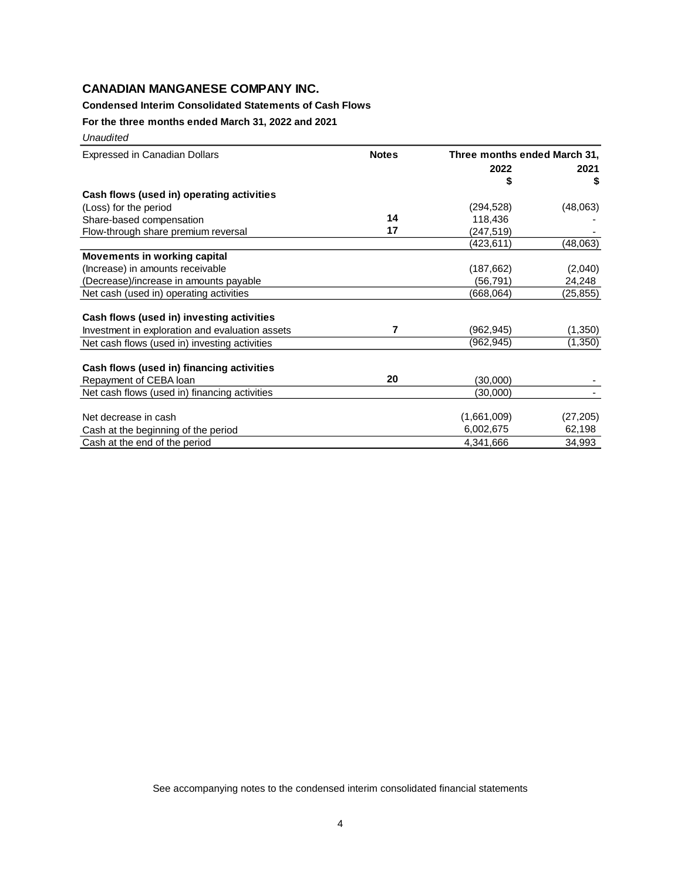## CANADIAN MANGANESE COMPANY INC.

**Condensed Interim Consolidated Statements of Cash Flows**

**For the three months ended March 31, 2022 and 2021**

*Unaudited*

| Expressed in Canadian Dollars | Notes | Three months ended March 31, | |
|---|---|---|---|
| | | 2022 | 2021 |
| | | $ | $ |
| **Cash flows (used in) operating activities** | | | |
| (Loss) for the period | | (294,528) | (48,063) |
| Share-based compensation | 14 | 118,436 | - |
| Flow-through share premium reversal | 17 | (247,519) | - |
| | | (423,611) | (48,063) |
| **Movements in working capital** | | | |
| (Increase) in amounts receivable | | (187,662) | (2,040) |
| (Decrease)/increase in amounts payable | | (56,791) | 24,248 |
| Net cash (used in) operating activities | | (668,064) | (25,855) |
| **Cash flows (used in) investing activities** | | | |
| Investment in exploration and evaluation assets | 7 | (962,945) | (1,350) |
| Net cash flows (used in) investing activities | | (962,945) | (1,350) |
| **Cash flows (used in) financing activities** | | | |
| Repayment of CEBA loan | 20 | (30,000) | - |
| Net cash flows (used in) financing activities | | (30,000) | - |
| Net decrease in cash | | (1,661,009) | (27,205) |
| Cash at the beginning of the period | | 6,002,675 | 62,198 |
| Cash at the end of the period | | 4,341,666 | 34,993 |

See accompanying notes to the condensed interim consolidated financial statements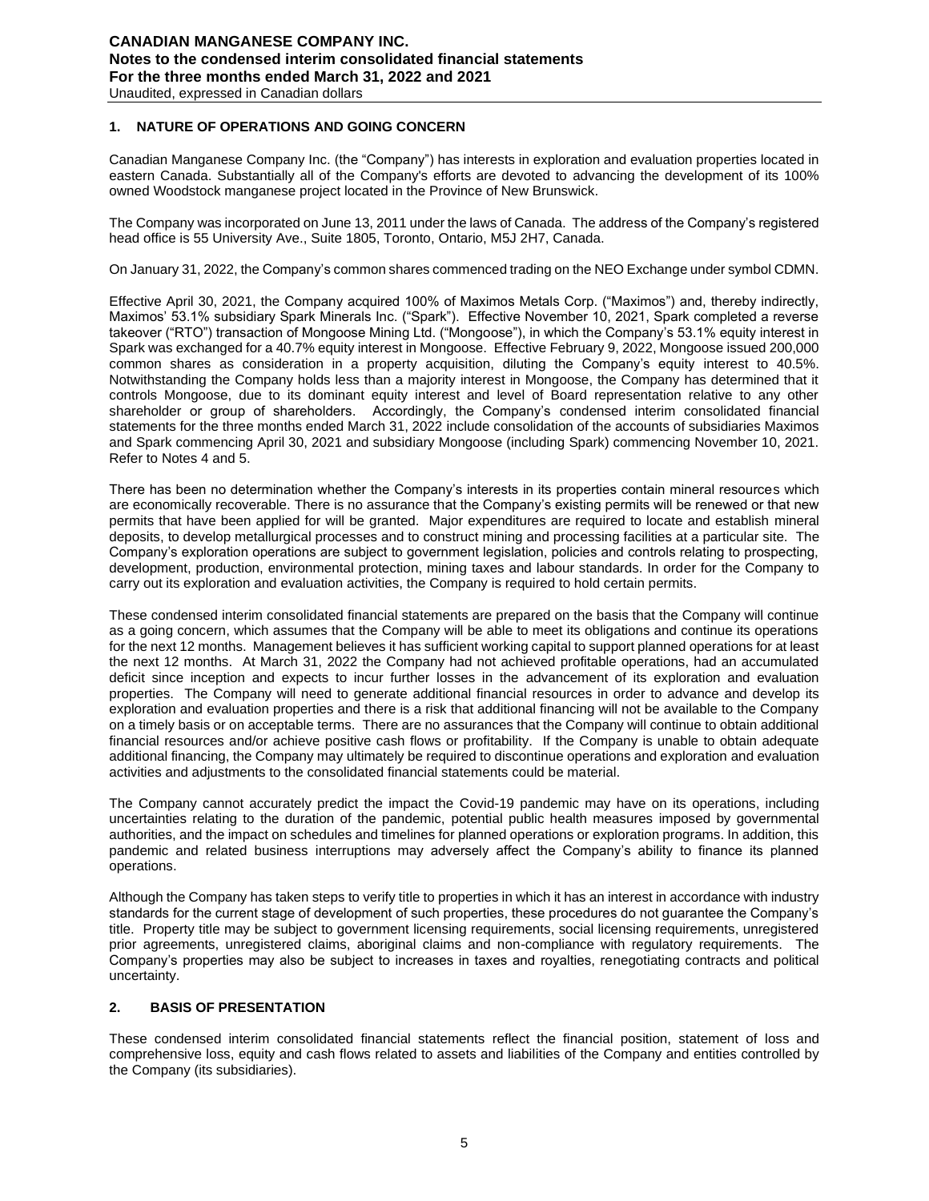## 1. NATURE OF OPERATIONS AND GOING CONCERN

Canadian Manganese Company Inc. (the "Company") has interests in exploration and evaluation properties located in eastern Canada. Substantially all of the Company's efforts are devoted to advancing the development of its 100% owned Woodstock manganese project located in the Province of New Brunswick.

The Company was incorporated on June 13, 2011 under the laws of Canada. The address of the Company's registered head office is 55 University Ave., Suite 1805, Toronto, Ontario, M5J 2H7, Canada.

On January 31, 2022, the Company's common shares commenced trading on the NEO Exchange under symbol CDMN.

Effective April 30, 2021, the Company acquired 100% of Maximos Metals Corp. ("Maximos") and, thereby indirectly, Maximos' 53.1% subsidiary Spark Minerals Inc. ("Spark"). Effective November 10, 2021, Spark completed a reverse takeover ("RTO") transaction of Mongoose Mining Ltd. ("Mongoose"), in which the Company's 53.1% equity interest in Spark was exchanged for a 40.7% equity interest in Mongoose. Effective February 9, 2022, Mongoose issued 200,000 common shares as consideration in a property acquisition, diluting the Company's equity interest to 40.5%. Notwithstanding the Company holds less than a majority interest in Mongoose, the Company has determined that it controls Mongoose, due to its dominant equity interest and level of Board representation relative to any other shareholder or group of shareholders. Accordingly, the Company's condensed interim consolidated financial statements for the three months ended March 31, 2022 include consolidation of the accounts of subsidiaries Maximos and Spark commencing April 30, 2021 and subsidiary Mongoose (including Spark) commencing November 10, 2021. Refer to Notes 4 and 5.

There has been no determination whether the Company's interests in its properties contain mineral resources which are economically recoverable. There is no assurance that the Company's existing permits will be renewed or that new permits that have been applied for will be granted. Major expenditures are required to locate and establish mineral deposits, to develop metallurgical processes and to construct mining and processing facilities at a particular site. The Company's exploration operations are subject to government legislation, policies and controls relating to prospecting, development, production, environmental protection, mining taxes and labour standards. In order for the Company to carry out its exploration and evaluation activities, the Company is required to hold certain permits.

These condensed interim consolidated financial statements are prepared on the basis that the Company will continue as a going concern, which assumes that the Company will be able to meet its obligations and continue its operations for the next 12 months. Management believes it has sufficient working capital to support planned operations for at least the next 12 months. At March 31, 2022 the Company had not achieved profitable operations, had an accumulated deficit since inception and expects to incur further losses in the advancement of its exploration and evaluation properties. The Company will need to generate additional financial resources in order to advance and develop its exploration and evaluation properties and there is a risk that additional financing will not be available to the Company on a timely basis or on acceptable terms. There are no assurances that the Company will continue to obtain additional financial resources and/or achieve positive cash flows or profitability. If the Company is unable to obtain adequate additional financing, the Company may ultimately be required to discontinue operations and exploration and evaluation activities and adjustments to the consolidated financial statements could be material.

The Company cannot accurately predict the impact the Covid-19 pandemic may have on its operations, including uncertainties relating to the duration of the pandemic, potential public health measures imposed by governmental authorities, and the impact on schedules and timelines for planned operations or exploration programs. In addition, this pandemic and related business interruptions may adversely affect the Company's ability to finance its planned operations.

Although the Company has taken steps to verify title to properties in which it has an interest in accordance with industry standards for the current stage of development of such properties, these procedures do not guarantee the Company's title. Property title may be subject to government licensing requirements, social licensing requirements, unregistered prior agreements, unregistered claims, aboriginal claims and non-compliance with regulatory requirements. The Company's properties may also be subject to increases in taxes and royalties, renegotiating contracts and political uncertainty.

## 2. BASIS OF PRESENTATION

These condensed interim consolidated financial statements reflect the financial position, statement of loss and comprehensive loss, equity and cash flows related to assets and liabilities of the Company and entities controlled by the Company (its subsidiaries).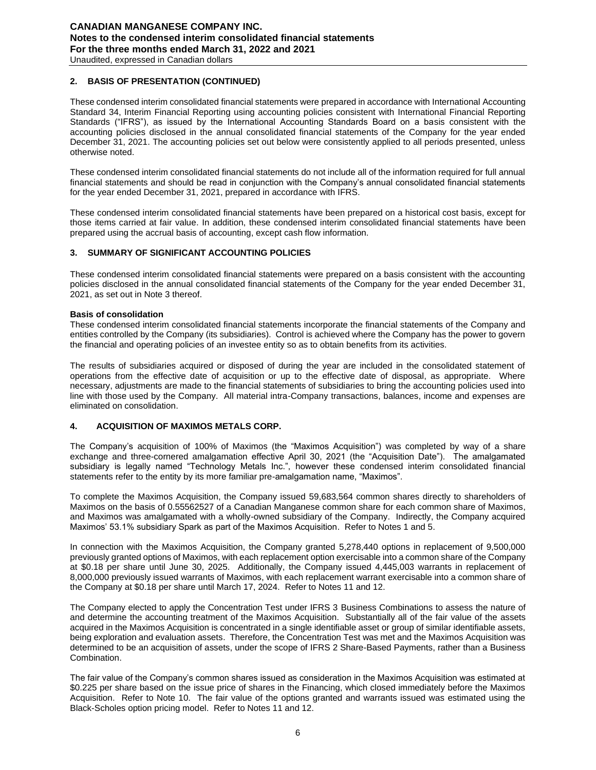## 2. BASIS OF PRESENTATION (CONTINUED)

These condensed interim consolidated financial statements were prepared in accordance with International Accounting Standard 34, Interim Financial Reporting using accounting policies consistent with International Financial Reporting Standards ("IFRS"), as issued by the International Accounting Standards Board on a basis consistent with the accounting policies disclosed in the annual consolidated financial statements of the Company for the year ended December 31, 2021. The accounting policies set out below were consistently applied to all periods presented, unless otherwise noted.

These condensed interim consolidated financial statements do not include all of the information required for full annual financial statements and should be read in conjunction with the Company's annual consolidated financial statements for the year ended December 31, 2021, prepared in accordance with IFRS.

These condensed interim consolidated financial statements have been prepared on a historical cost basis, except for those items carried at fair value. In addition, these condensed interim consolidated financial statements have been prepared using the accrual basis of accounting, except cash flow information.

## 3. SUMMARY OF SIGNIFICANT ACCOUNTING POLICIES

These condensed interim consolidated financial statements were prepared on a basis consistent with the accounting policies disclosed in the annual consolidated financial statements of the Company for the year ended December 31, 2021, as set out in Note 3 thereof.

**Basis of consolidation**

These condensed interim consolidated financial statements incorporate the financial statements of the Company and entities controlled by the Company (its subsidiaries). Control is achieved where the Company has the power to govern the financial and operating policies of an investee entity so as to obtain benefits from its activities.

The results of subsidiaries acquired or disposed of during the year are included in the consolidated statement of operations from the effective date of acquisition or up to the effective date of disposal, as appropriate. Where necessary, adjustments are made to the financial statements of subsidiaries to bring the accounting policies used into line with those used by the Company. All material intra-Company transactions, balances, income and expenses are eliminated on consolidation.

## 4. ACQUISITION OF MAXIMOS METALS CORP.

The Company's acquisition of 100% of Maximos (the "Maximos Acquisition") was completed by way of a share exchange and three-cornered amalgamation effective April 30, 2021 (the "Acquisition Date"). The amalgamated subsidiary is legally named "Technology Metals Inc.", however these condensed interim consolidated financial statements refer to the entity by its more familiar pre-amalgamation name, "Maximos".

To complete the Maximos Acquisition, the Company issued 59,683,564 common shares directly to shareholders of Maximos on the basis of 0.55562527 of a Canadian Manganese common share for each common share of Maximos, and Maximos was amalgamated with a wholly-owned subsidiary of the Company. Indirectly, the Company acquired Maximos' 53.1% subsidiary Spark as part of the Maximos Acquisition. Refer to Notes 1 and 5.

In connection with the Maximos Acquisition, the Company granted 5,278,440 options in replacement of 9,500,000 previously granted options of Maximos, with each replacement option exercisable into a common share of the Company at $0.18 per share until June 30, 2025. Additionally, the Company issued 4,445,003 warrants in replacement of 8,000,000 previously issued warrants of Maximos, with each replacement warrant exercisable into a common share of the Company at $0.18 per share until March 17, 2024. Refer to Notes 11 and 12.

The Company elected to apply the Concentration Test under IFRS 3 Business Combinations to assess the nature of and determine the accounting treatment of the Maximos Acquisition. Substantially all of the fair value of the assets acquired in the Maximos Acquisition is concentrated in a single identifiable asset or group of similar identifiable assets, being exploration and evaluation assets. Therefore, the Concentration Test was met and the Maximos Acquisition was determined to be an acquisition of assets, under the scope of IFRS 2 Share-Based Payments, rather than a Business Combination.

The fair value of the Company's common shares issued as consideration in the Maximos Acquisition was estimated at $0.225 per share based on the issue price of shares in the Financing, which closed immediately before the Maximos Acquisition. Refer to Note 10. The fair value of the options granted and warrants issued was estimated using the Black-Scholes option pricing model. Refer to Notes 11 and 12.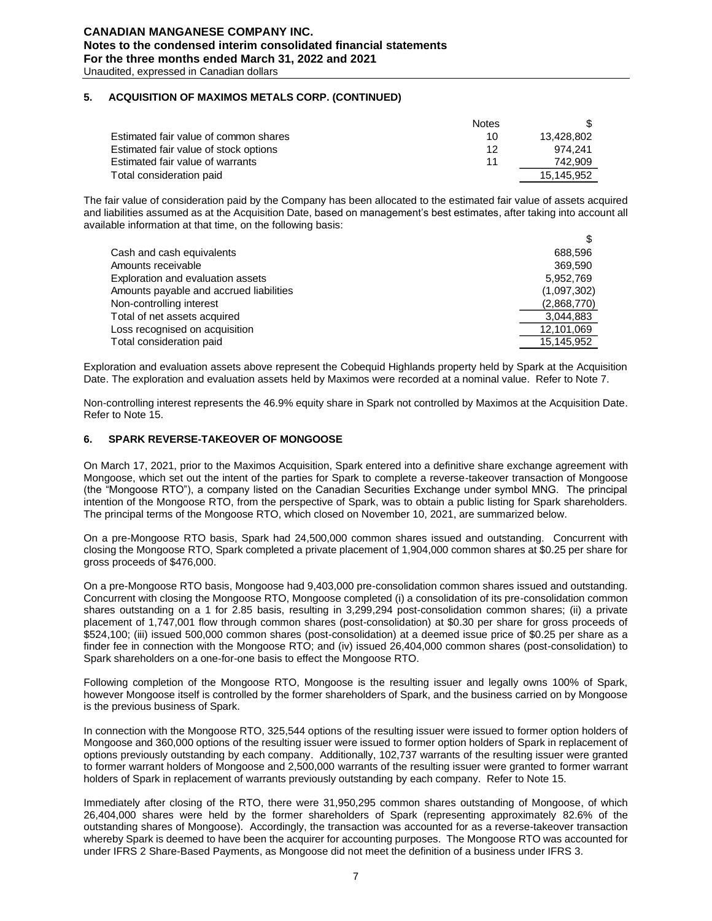## 5. ACQUISITION OF MAXIMOS METALS CORP. (CONTINUED)

| | Notes | $ |
|---|---|---|
| Estimated fair value of common shares | 10 | 13,428,802 |
| Estimated fair value of stock options | 12 | 974,241 |
| Estimated fair value of warrants | 11 | 742,909 |
| Total consideration paid | | 15,145,952 |

The fair value of consideration paid by the Company has been allocated to the estimated fair value of assets acquired and liabilities assumed as at the Acquisition Date, based on management's best estimates, after taking into account all available information at that time, on the following basis:

| | $ |
|---|---|
| Cash and cash equivalents | 688,596 |
| Amounts receivable | 369,590 |
| Exploration and evaluation assets | 5,952,769 |
| Amounts payable and accrued liabilities | (1,097,302) |
| Non-controlling interest | (2,868,770) |
| Total of net assets acquired | 3,044,883 |
| Loss recognised on acquisition | 12,101,069 |
| Total consideration paid | 15,145,952 |

Exploration and evaluation assets above represent the Cobequid Highlands property held by Spark at the Acquisition Date. The exploration and evaluation assets held by Maximos were recorded at a nominal value. Refer to Note 7.

Non-controlling interest represents the 46.9% equity share in Spark not controlled by Maximos at the Acquisition Date. Refer to Note 15.

## 6. SPARK REVERSE-TAKEOVER OF MONGOOSE

On March 17, 2021, prior to the Maximos Acquisition, Spark entered into a definitive share exchange agreement with Mongoose, which set out the intent of the parties for Spark to complete a reverse-takeover transaction of Mongoose (the "Mongoose RTO"), a company listed on the Canadian Securities Exchange under symbol MNG. The principal intention of the Mongoose RTO, from the perspective of Spark, was to obtain a public listing for Spark shareholders. The principal terms of the Mongoose RTO, which closed on November 10, 2021, are summarized below.

On a pre-Mongoose RTO basis, Spark had 24,500,000 common shares issued and outstanding. Concurrent with closing the Mongoose RTO, Spark completed a private placement of 1,904,000 common shares at $0.25 per share for gross proceeds of $476,000.

On a pre-Mongoose RTO basis, Mongoose had 9,403,000 pre-consolidation common shares issued and outstanding. Concurrent with closing the Mongoose RTO, Mongoose completed (i) a consolidation of its pre-consolidation common shares outstanding on a 1 for 2.85 basis, resulting in 3,299,294 post-consolidation common shares; (ii) a private placement of 1,747,001 flow through common shares (post-consolidation) at $0.30 per share for gross proceeds of $524,100; (iii) issued 500,000 common shares (post-consolidation) at a deemed issue price of $0.25 per share as a finder fee in connection with the Mongoose RTO; and (iv) issued 26,404,000 common shares (post-consolidation) to Spark shareholders on a one-for-one basis to effect the Mongoose RTO.

Following completion of the Mongoose RTO, Mongoose is the resulting issuer and legally owns 100% of Spark, however Mongoose itself is controlled by the former shareholders of Spark, and the business carried on by Mongoose is the previous business of Spark.

In connection with the Mongoose RTO, 325,544 options of the resulting issuer were issued to former option holders of Mongoose and 360,000 options of the resulting issuer were issued to former option holders of Spark in replacement of options previously outstanding by each company. Additionally, 102,737 warrants of the resulting issuer were granted to former warrant holders of Mongoose and 2,500,000 warrants of the resulting issuer were granted to former warrant holders of Spark in replacement of warrants previously outstanding by each company. Refer to Note 15.

Immediately after closing of the RTO, there were 31,950,295 common shares outstanding of Mongoose, of which 26,404,000 shares were held by the former shareholders of Spark (representing approximately 82.6% of the outstanding shares of Mongoose). Accordingly, the transaction was accounted for as a reverse-takeover transaction whereby Spark is deemed to have been the acquirer for accounting purposes. The Mongoose RTO was accounted for under IFRS 2 Share-Based Payments, as Mongoose did not meet the definition of a business under IFRS 3.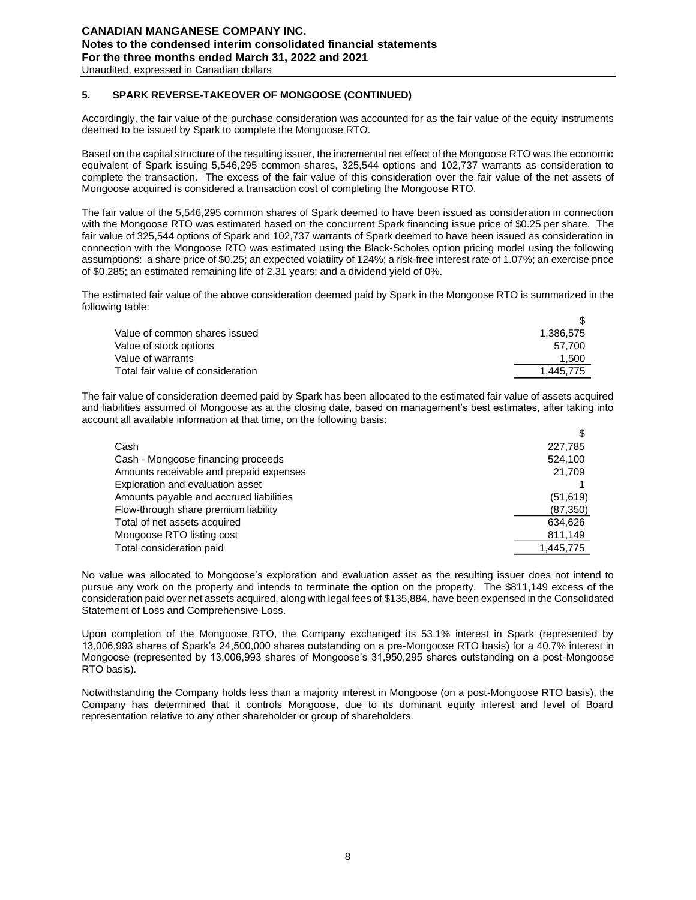## 5. SPARK REVERSE-TAKEOVER OF MONGOOSE (CONTINUED)

Accordingly, the fair value of the purchase consideration was accounted for as the fair value of the equity instruments deemed to be issued by Spark to complete the Mongoose RTO.

Based on the capital structure of the resulting issuer, the incremental net effect of the Mongoose RTO was the economic equivalent of Spark issuing 5,546,295 common shares, 325,544 options and 102,737 warrants as consideration to complete the transaction. The excess of the fair value of this consideration over the fair value of the net assets of Mongoose acquired is considered a transaction cost of completing the Mongoose RTO.

The fair value of the 5,546,295 common shares of Spark deemed to have been issued as consideration in connection with the Mongoose RTO was estimated based on the concurrent Spark financing issue price of $0.25 per share. The fair value of 325,544 options of Spark and 102,737 warrants of Spark deemed to have been issued as consideration in connection with the Mongoose RTO was estimated using the Black-Scholes option pricing model using the following assumptions: a share price of $0.25; an expected volatility of 124%; a risk-free interest rate of 1.07%; an exercise price of $0.285; an estimated remaining life of 2.31 years; and a dividend yield of 0%.

The estimated fair value of the above consideration deemed paid by Spark in the Mongoose RTO is summarized in the following table:

| | $ |
|---|---|
| Value of common shares issued | 1,386,575 |
| Value of stock options | 57,700 |
| Value of warrants | 1,500 |
| Total fair value of consideration | 1,445,775 |

The fair value of consideration deemed paid by Spark has been allocated to the estimated fair value of assets acquired and liabilities assumed of Mongoose as at the closing date, based on management's best estimates, after taking into account all available information at that time, on the following basis:

| | $ |
|---|---|
| Cash | 227,785 |
| Cash - Mongoose financing proceeds | 524,100 |
| Amounts receivable and prepaid expenses | 21,709 |
| Exploration and evaluation asset | 1 |
| Amounts payable and accrued liabilities | (51,619) |
| Flow-through share premium liability | (87,350) |
| Total of net assets acquired | 634,626 |
| Mongoose RTO listing cost | 811,149 |
| Total consideration paid | 1,445,775 |

No value was allocated to Mongoose's exploration and evaluation asset as the resulting issuer does not intend to pursue any work on the property and intends to terminate the option on the property. The $811,149 excess of the consideration paid over net assets acquired, along with legal fees of $135,884, have been expensed in the Consolidated Statement of Loss and Comprehensive Loss.

Upon completion of the Mongoose RTO, the Company exchanged its 53.1% interest in Spark (represented by 13,006,993 shares of Spark's 24,500,000 shares outstanding on a pre-Mongoose RTO basis) for a 40.7% interest in Mongoose (represented by 13,006,993 shares of Mongoose's 31,950,295 shares outstanding on a post-Mongoose RTO basis).

Notwithstanding the Company holds less than a majority interest in Mongoose (on a post-Mongoose RTO basis), the Company has determined that it controls Mongoose, due to its dominant equity interest and level of Board representation relative to any other shareholder or group of shareholders.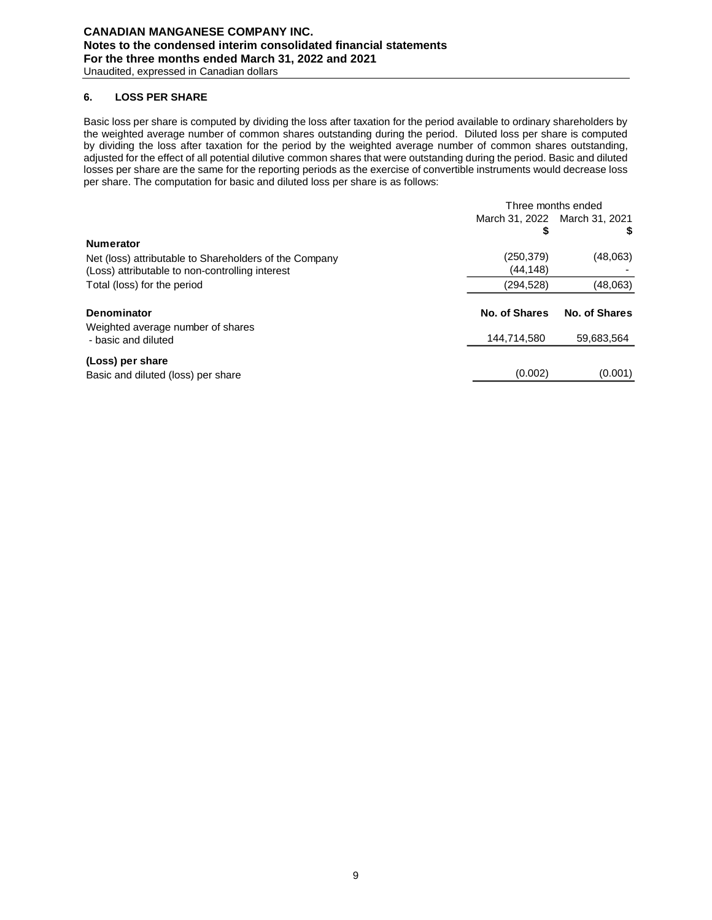## 6. LOSS PER SHARE

Basic loss per share is computed by dividing the loss after taxation for the period available to ordinary shareholders by the weighted average number of common shares outstanding during the period. Diluted loss per share is computed by dividing the loss after taxation for the period by the weighted average number of common shares outstanding, adjusted for the effect of all potential dilutive common shares that were outstanding during the period. Basic and diluted losses per share are the same for the reporting periods as the exercise of convertible instruments would decrease loss per share. The computation for basic and diluted loss per share is as follows:

| | Three months ended | |
|---|---|---|
| | March 31, 2022 | March 31, 2021 |
| | $ | $ |
| **Numerator** | | |
| Net (loss) attributable to Shareholders of the Company | (250,379) | (48,063) |
| (Loss) attributable to non-controlling interest | (44,148) | - |
| Total (loss) for the period | (294,528) | (48,063) |
| **Denominator** | **No. of Shares** | **No. of Shares** |
| Weighted average number of shares - basic and diluted | 144,714,580 | 59,683,564 |
| **(Loss) per share** | | |
| Basic and diluted (loss) per share | (0.002) | (0.001) |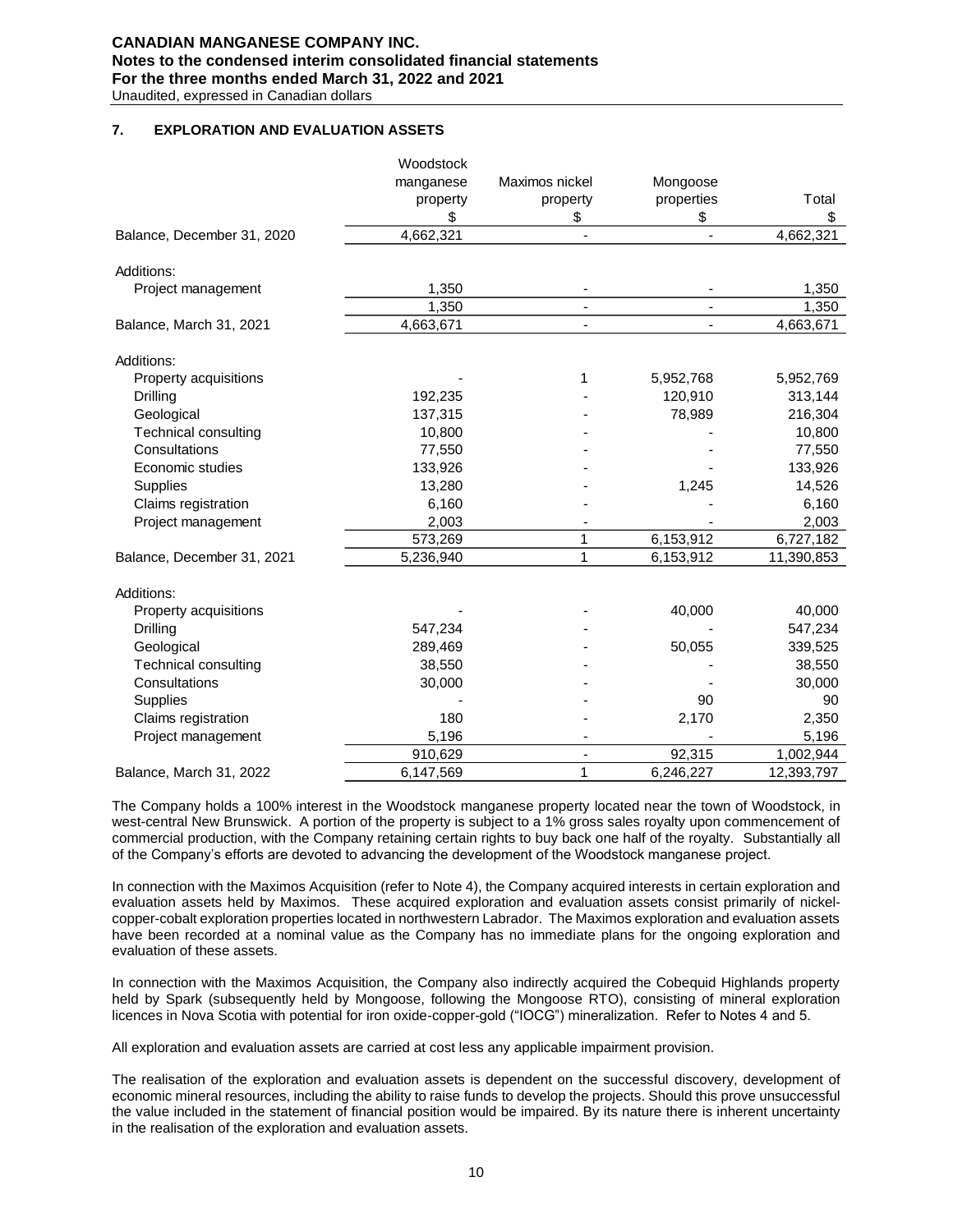## 7. EXPLORATION AND EVALUATION ASSETS

| | Woodstock manganese property | Maximos nickel property | Mongoose properties | Total |
|---|---|---|---|---|
| | $ | $ | $ | $ |
| Balance, December 31, 2020 | 4,662,321 | - | - | 4,662,321 |
| Additions: | | | | |
| Project management | 1,350 | - | - | 1,350 |
| | 1,350 | - | - | 1,350 |
| Balance, March 31, 2021 | 4,663,671 | - | - | 4,663,671 |
| Additions: | | | | |
| Property acquisitions | - | 1 | 5,952,768 | 5,952,769 |
| Drilling | 192,235 | - | 120,910 | 313,144 |
| Geological | 137,315 | - | 78,989 | 216,304 |
| Technical consulting | 10,800 | - | - | 10,800 |
| Consultations | 77,550 | - | - | 77,550 |
| Economic studies | 133,926 | - | - | 133,926 |
| Supplies | 13,280 | - | 1,245 | 14,526 |
| Claims registration | 6,160 | - | - | 6,160 |
| Project management | 2,003 | - | - | 2,003 |
| | 573,269 | 1 | 6,153,912 | 6,727,182 |
| Balance, December 31, 2021 | 5,236,940 | 1 | 6,153,912 | 11,390,853 |
| Additions: | | | | |
| Property acquisitions | - | - | 40,000 | 40,000 |
| Drilling | 547,234 | - | - | 547,234 |
| Geological | 289,469 | - | 50,055 | 339,525 |
| Technical consulting | 38,550 | - | - | 38,550 |
| Consultations | 30,000 | - | - | 30,000 |
| Supplies | - | - | 90 | 90 |
| Claims registration | 180 | - | 2,170 | 2,350 |
| Project management | 5,196 | - | - | 5,196 |
| | 910,629 | - | 92,315 | 1,002,944 |
| Balance, March 31, 2022 | 6,147,569 | 1 | 6,246,227 | 12,393,797 |

The Company holds a 100% interest in the Woodstock manganese property located near the town of Woodstock, in west-central New Brunswick. A portion of the property is subject to a 1% gross sales royalty upon commencement of commercial production, with the Company retaining certain rights to buy back one half of the royalty. Substantially all of the Company's efforts are devoted to advancing the development of the Woodstock manganese project.

In connection with the Maximos Acquisition (refer to Note 4), the Company acquired interests in certain exploration and evaluation assets held by Maximos. These acquired exploration and evaluation assets consist primarily of nickel-copper-cobalt exploration properties located in northwestern Labrador. The Maximos exploration and evaluation assets have been recorded at a nominal value as the Company has no immediate plans for the ongoing exploration and evaluation of these assets.

In connection with the Maximos Acquisition, the Company also indirectly acquired the Cobequid Highlands property held by Spark (subsequently held by Mongoose, following the Mongoose RTO), consisting of mineral exploration licences in Nova Scotia with potential for iron oxide-copper-gold ("IOCG") mineralization. Refer to Notes 4 and 5.

All exploration and evaluation assets are carried at cost less any applicable impairment provision.

The realisation of the exploration and evaluation assets is dependent on the successful discovery, development of economic mineral resources, including the ability to raise funds to develop the projects. Should this prove unsuccessful the value included in the statement of financial position would be impaired. By its nature there is inherent uncertainty in the realisation of the exploration and evaluation assets.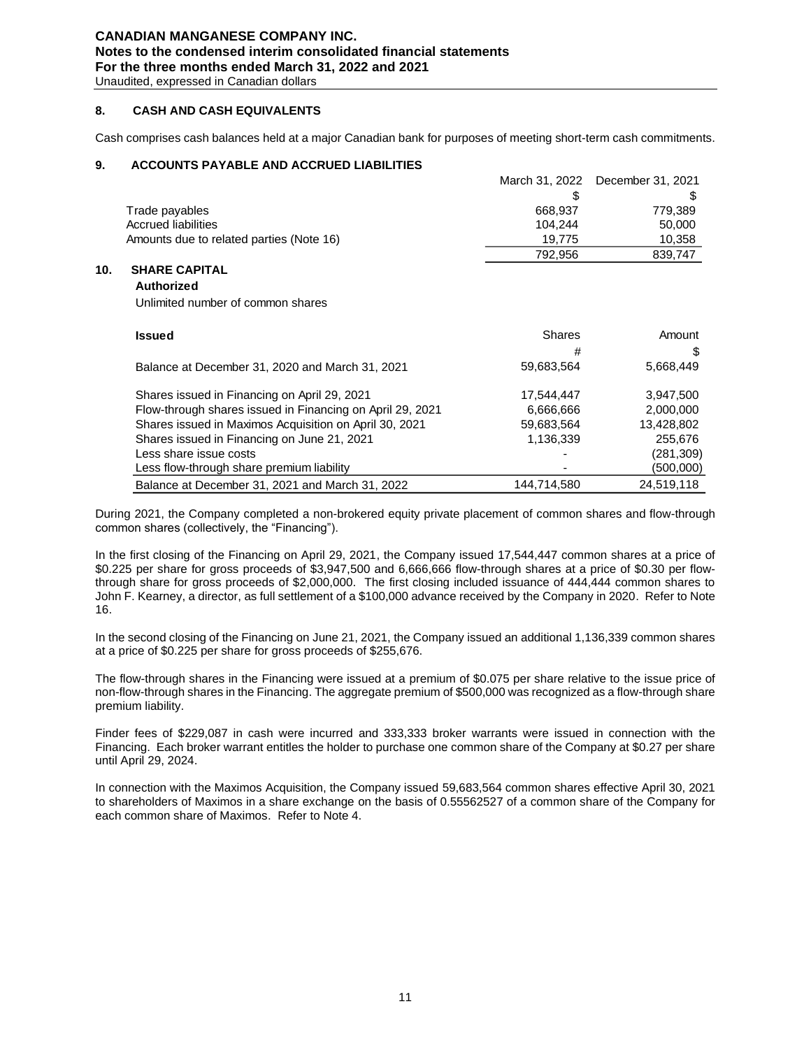## 8. CASH AND CASH EQUIVALENTS

Cash comprises cash balances held at a major Canadian bank for purposes of meeting short-term cash commitments.

## 9. ACCOUNTS PAYABLE AND ACCRUED LIABILITIES

| | March 31, 2022 | December 31, 2021 |
|---|---|---|
| | $ | $ |
| Trade payables | 668,937 | 779,389 |
| Accrued liabilities | 104,244 | 50,000 |
| Amounts due to related parties (Note 16) | 19,775 | 10,358 |
| | 792,956 | 839,747 |

## 10. SHARE CAPITAL

**Authorized**

Unlimited number of common shares

| **Issued** | Shares | Amount |
|---|---|---|
| | # | $ |
| Balance at December 31, 2020 and March 31, 2021 | 59,683,564 | 5,668,449 |
| Shares issued in Financing on April 29, 2021 | 17,544,447 | 3,947,500 |
| Flow-through shares issued in Financing on April 29, 2021 | 6,666,666 | 2,000,000 |
| Shares issued in Maximos Acquisition on April 30, 2021 | 59,683,564 | 13,428,802 |
| Shares issued in Financing on June 21, 2021 | 1,136,339 | 255,676 |
| Less share issue costs | - | (281,309) |
| Less flow-through share premium liability | - | (500,000) |
| Balance at December 31, 2021 and March 31, 2022 | 144,714,580 | 24,519,118 |

During 2021, the Company completed a non-brokered equity private placement of common shares and flow-through common shares (collectively, the "Financing").

In the first closing of the Financing on April 29, 2021, the Company issued 17,544,447 common shares at a price of \$0.225 per share for gross proceeds of \$3,947,500 and 6,666,666 flow-through shares at a price of \$0.30 per flow-through share for gross proceeds of \$2,000,000. The first closing included issuance of 444,444 common shares to John F. Kearney, a director, as full settlement of a \$100,000 advance received by the Company in 2020. Refer to Note 16.

In the second closing of the Financing on June 21, 2021, the Company issued an additional 1,136,339 common shares at a price of \$0.225 per share for gross proceeds of \$255,676.

The flow-through shares in the Financing were issued at a premium of \$0.075 per share relative to the issue price of non-flow-through shares in the Financing. The aggregate premium of \$500,000 was recognized as a flow-through share premium liability.

Finder fees of \$229,087 in cash were incurred and 333,333 broker warrants were issued in connection with the Financing. Each broker warrant entitles the holder to purchase one common share of the Company at \$0.27 per share until April 29, 2024.

In connection with the Maximos Acquisition, the Company issued 59,683,564 common shares effective April 30, 2021 to shareholders of Maximos in a share exchange on the basis of 0.55562527 of a common share of the Company for each common share of Maximos. Refer to Note 4.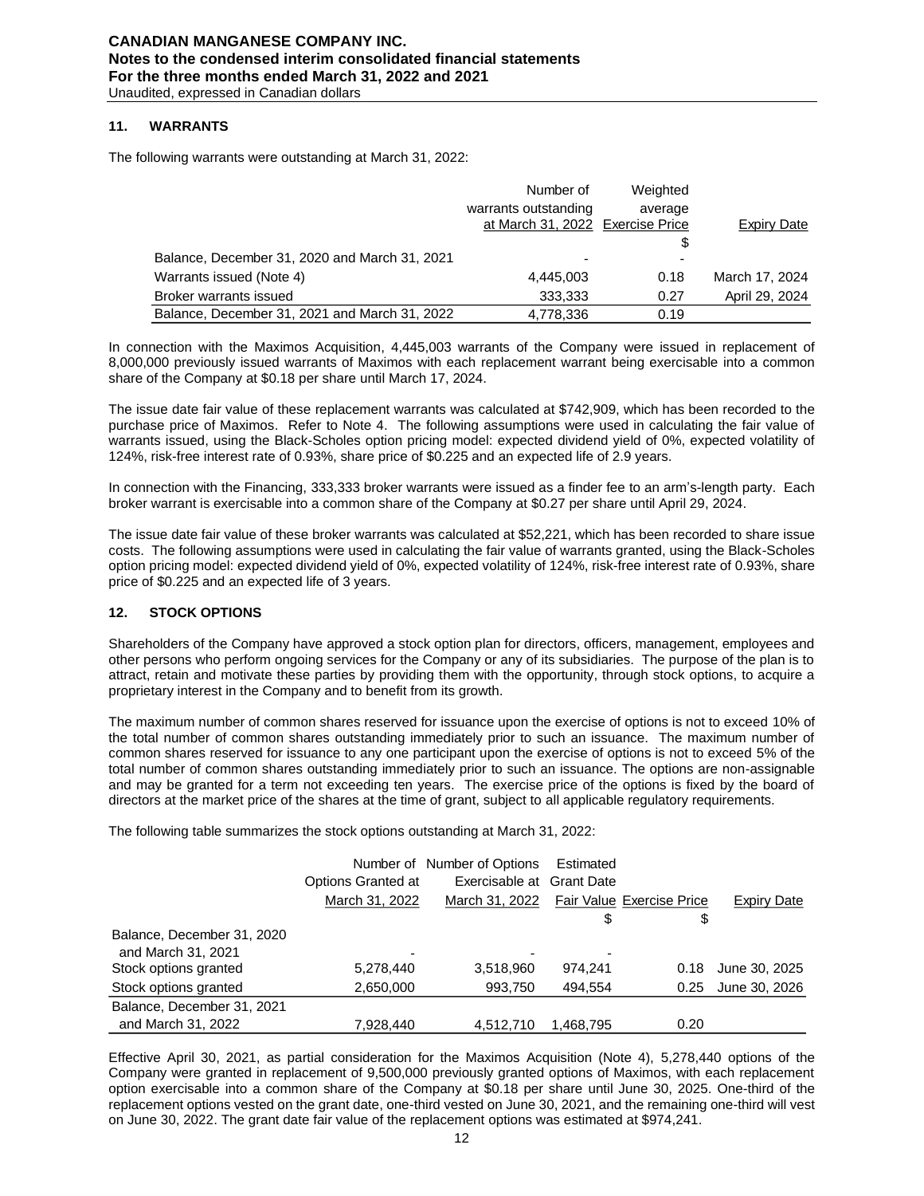## 11. WARRANTS

The following warrants were outstanding at March 31, 2022:

| | Number of warrants outstanding at March 31, 2022 | Weighted average Exercise Price | Expiry Date |
|---|---|---|---|
| | | $ | |
| Balance, December 31, 2020 and March 31, 2021 | - | - | |
| Warrants issued (Note 4) | 4,445,003 | 0.18 | March 17, 2024 |
| Broker warrants issued | 333,333 | 0.27 | April 29, 2024 |
| Balance, December 31, 2021 and March 31, 2022 | 4,778,336 | 0.19 | |

In connection with the Maximos Acquisition, 4,445,003 warrants of the Company were issued in replacement of 8,000,000 previously issued warrants of Maximos with each replacement warrant being exercisable into a common share of the Company at $0.18 per share until March 17, 2024.

The issue date fair value of these replacement warrants was calculated at $742,909, which has been recorded to the purchase price of Maximos. Refer to Note 4. The following assumptions were used in calculating the fair value of warrants issued, using the Black-Scholes option pricing model: expected dividend yield of 0%, expected volatility of 124%, risk-free interest rate of 0.93%, share price of $0.225 and an expected life of 2.9 years.

In connection with the Financing, 333,333 broker warrants were issued as a finder fee to an arm's-length party. Each broker warrant is exercisable into a common share of the Company at $0.27 per share until April 29, 2024.

The issue date fair value of these broker warrants was calculated at $52,221, which has been recorded to share issue costs. The following assumptions were used in calculating the fair value of warrants granted, using the Black-Scholes option pricing model: expected dividend yield of 0%, expected volatility of 124%, risk-free interest rate of 0.93%, share price of $0.225 and an expected life of 3 years.

## 12. STOCK OPTIONS

Shareholders of the Company have approved a stock option plan for directors, officers, management, employees and other persons who perform ongoing services for the Company or any of its subsidiaries. The purpose of the plan is to attract, retain and motivate these parties by providing them with the opportunity, through stock options, to acquire a proprietary interest in the Company and to benefit from its growth.

The maximum number of common shares reserved for issuance upon the exercise of options is not to exceed 10% of the total number of common shares outstanding immediately prior to such an issuance. The maximum number of common shares reserved for issuance to any one participant upon the exercise of options is not to exceed 5% of the total number of common shares outstanding immediately prior to such an issuance. The options are non-assignable and may be granted for a term not exceeding ten years. The exercise price of the options is fixed by the board of directors at the market price of the shares at the time of grant, subject to all applicable regulatory requirements.

The following table summarizes the stock options outstanding at March 31, 2022:

| | Number of Options Granted at March 31, 2022 | Number of Options Exercisable at March 31, 2022 | Estimated Grant Date Fair Value | Exercise Price | Expiry Date |
|---|---|---|---|---|---|
| | | | $ | $ | |
| Balance, December 31, 2020 and March 31, 2021 | - | - | - | | |
| Stock options granted | 5,278,440 | 3,518,960 | 974,241 | 0.18 | June 30, 2025 |
| Stock options granted | 2,650,000 | 993,750 | 494,554 | 0.25 | June 30, 2026 |
| Balance, December 31, 2021 and March 31, 2022 | 7,928,440 | 4,512,710 | 1,468,795 | 0.20 | |

Effective April 30, 2021, as partial consideration for the Maximos Acquisition (Note 4), 5,278,440 options of the Company were granted in replacement of 9,500,000 previously granted options of Maximos, with each replacement option exercisable into a common share of the Company at $0.18 per share until June 30, 2025. One-third of the replacement options vested on the grant date, one-third vested on June 30, 2021, and the remaining one-third will vest on June 30, 2022. The grant date fair value of the replacement options was estimated at $974,241.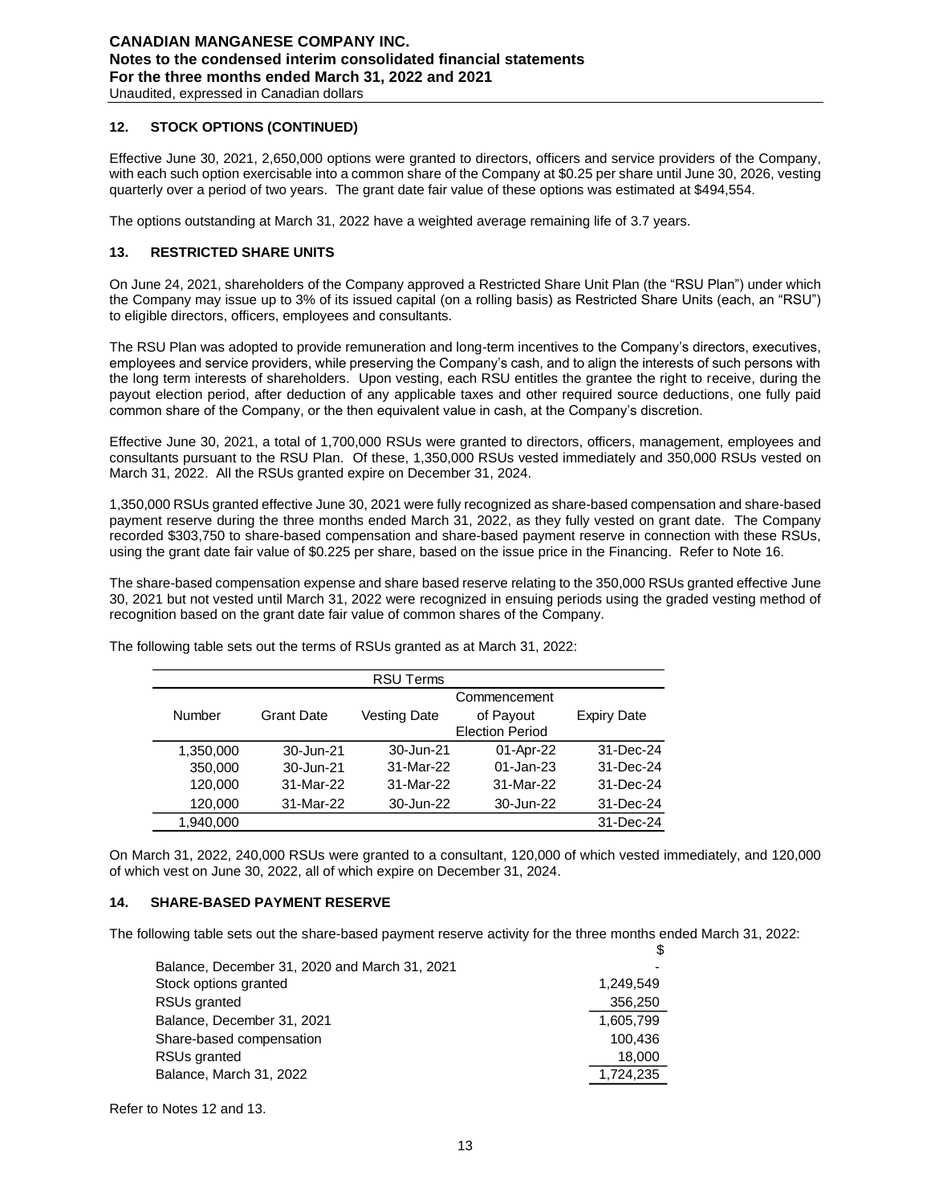## 12. STOCK OPTIONS (CONTINUED)

Effective June 30, 2021, 2,650,000 options were granted to directors, officers and service providers of the Company, with each such option exercisable into a common share of the Company at $0.25 per share until June 30, 2026, vesting quarterly over a period of two years. The grant date fair value of these options was estimated at $494,554.

The options outstanding at March 31, 2022 have a weighted average remaining life of 3.7 years.

## 13. RESTRICTED SHARE UNITS

On June 24, 2021, shareholders of the Company approved a Restricted Share Unit Plan (the "RSU Plan") under which the Company may issue up to 3% of its issued capital (on a rolling basis) as Restricted Share Units (each, an "RSU") to eligible directors, officers, employees and consultants.

The RSU Plan was adopted to provide remuneration and long-term incentives to the Company's directors, executives, employees and service providers, while preserving the Company's cash, and to align the interests of such persons with the long term interests of shareholders. Upon vesting, each RSU entitles the grantee the right to receive, during the payout election period, after deduction of any applicable taxes and other required source deductions, one fully paid common share of the Company, or the then equivalent value in cash, at the Company's discretion.

Effective June 30, 2021, a total of 1,700,000 RSUs were granted to directors, officers, management, employees and consultants pursuant to the RSU Plan. Of these, 1,350,000 RSUs vested immediately and 350,000 RSUs vested on March 31, 2022. All the RSUs granted expire on December 31, 2024.

1,350,000 RSUs granted effective June 30, 2021 were fully recognized as share-based compensation and share-based payment reserve during the three months ended March 31, 2022, as they fully vested on grant date. The Company recorded $303,750 to share-based compensation and share-based payment reserve in connection with these RSUs, using the grant date fair value of $0.225 per share, based on the issue price in the Financing. Refer to Note 16.

The share-based compensation expense and share based reserve relating to the 350,000 RSUs granted effective June 30, 2021 but not vested until March 31, 2022 were recognized in ensuing periods using the graded vesting method of recognition based on the grant date fair value of common shares of the Company.

The following table sets out the terms of RSUs granted as at March 31, 2022:

| RSU Terms | | | | |
|---|---|---|---|---|
| Number | Grant Date | Vesting Date | Commencement of Payout Election Period | Expiry Date |
| 1,350,000 | 30-Jun-21 | 30-Jun-21 | 01-Apr-22 | 31-Dec-24 |
| 350,000 | 30-Jun-21 | 31-Mar-22 | 01-Jan-23 | 31-Dec-24 |
| 120,000 | 31-Mar-22 | 31-Mar-22 | 31-Mar-22 | 31-Dec-24 |
| 120,000 | 31-Mar-22 | 30-Jun-22 | 30-Jun-22 | 31-Dec-24 |
| 1,940,000 | | | | 31-Dec-24 |

On March 31, 2022, 240,000 RSUs were granted to a consultant, 120,000 of which vested immediately, and 120,000 of which vest on June 30, 2022, all of which expire on December 31, 2024.

## 14. SHARE-BASED PAYMENT RESERVE

The following table sets out the share-based payment reserve activity for the three months ended March 31, 2022:

| | $ |
|---|---|
| Balance, December 31, 2020 and March 31, 2021 | - |
| Stock options granted | 1,249,549 |
| RSUs granted | 356,250 |
| Balance, December 31, 2021 | 1,605,799 |
| Share-based compensation | 100,436 |
| RSUs granted | 18,000 |
| Balance, March 31, 2022 | 1,724,235 |

Refer to Notes 12 and 13.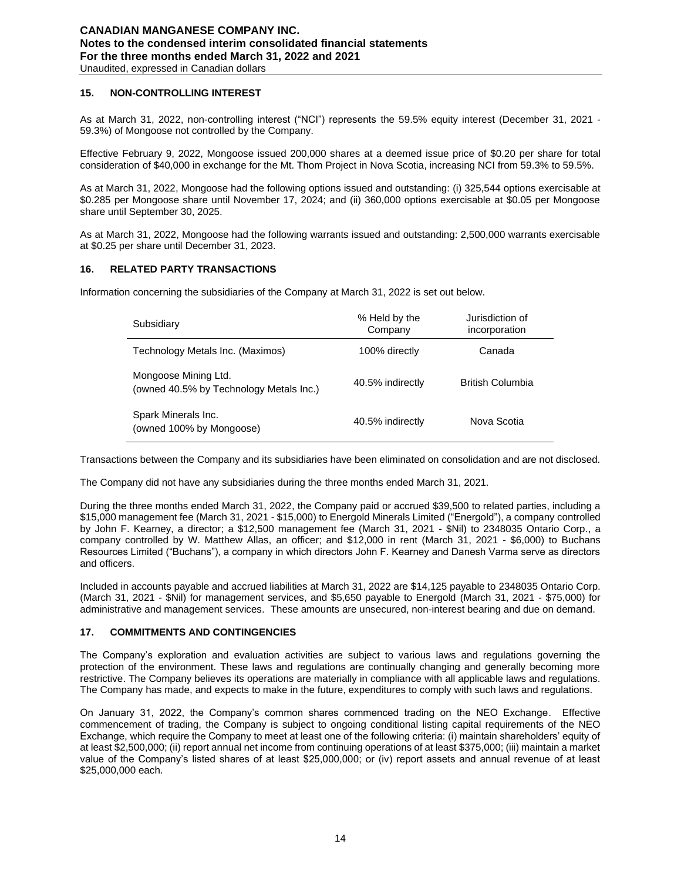## 15. NON-CONTROLLING INTEREST

As at March 31, 2022, non-controlling interest ("NCI") represents the 59.5% equity interest (December 31, 2021 - 59.3%) of Mongoose not controlled by the Company.

Effective February 9, 2022, Mongoose issued 200,000 shares at a deemed issue price of $0.20 per share for total consideration of $40,000 in exchange for the Mt. Thom Project in Nova Scotia, increasing NCI from 59.3% to 59.5%.

As at March 31, 2022, Mongoose had the following options issued and outstanding: (i) 325,544 options exercisable at $0.285 per Mongoose share until November 17, 2024; and (ii) 360,000 options exercisable at $0.05 per Mongoose share until September 30, 2025.

As at March 31, 2022, Mongoose had the following warrants issued and outstanding: 2,500,000 warrants exercisable at $0.25 per share until December 31, 2023.

## 16. RELATED PARTY TRANSACTIONS

Information concerning the subsidiaries of the Company at March 31, 2022 is set out below.

| Subsidiary | % Held by the Company | Jurisdiction of incorporation |
|---|---|---|
| Technology Metals Inc. (Maximos) | 100% directly | Canada |
| Mongoose Mining Ltd. (owned 40.5% by Technology Metals Inc.) | 40.5% indirectly | British Columbia |
| Spark Minerals Inc. (owned 100% by Mongoose) | 40.5% indirectly | Nova Scotia |

Transactions between the Company and its subsidiaries have been eliminated on consolidation and are not disclosed.

The Company did not have any subsidiaries during the three months ended March 31, 2021.

During the three months ended March 31, 2022, the Company paid or accrued $39,500 to related parties, including a $15,000 management fee (March 31, 2021 - $15,000) to Energold Minerals Limited ("Energold"), a company controlled by John F. Kearney, a director; a $12,500 management fee (March 31, 2021 - $Nil) to 2348035 Ontario Corp., a company controlled by W. Matthew Allas, an officer; and $12,000 in rent (March 31, 2021 - $6,000) to Buchans Resources Limited ("Buchans"), a company in which directors John F. Kearney and Danesh Varma serve as directors and officers.

Included in accounts payable and accrued liabilities at March 31, 2022 are $14,125 payable to 2348035 Ontario Corp. (March 31, 2021 - $Nil) for management services, and $5,650 payable to Energold (March 31, 2021 - $75,000) for administrative and management services. These amounts are unsecured, non-interest bearing and due on demand.

## 17. COMMITMENTS AND CONTINGENCIES

The Company's exploration and evaluation activities are subject to various laws and regulations governing the protection of the environment. These laws and regulations are continually changing and generally becoming more restrictive. The Company believes its operations are materially in compliance with all applicable laws and regulations. The Company has made, and expects to make in the future, expenditures to comply with such laws and regulations.

On January 31, 2022, the Company's common shares commenced trading on the NEO Exchange. Effective commencement of trading, the Company is subject to ongoing conditional listing capital requirements of the NEO Exchange, which require the Company to meet at least one of the following criteria: (i) maintain shareholders' equity of at least $2,500,000; (ii) report annual net income from continuing operations of at least $375,000; (iii) maintain a market value of the Company's listed shares of at least $25,000,000; or (iv) report assets and annual revenue of at least $25,000,000 each.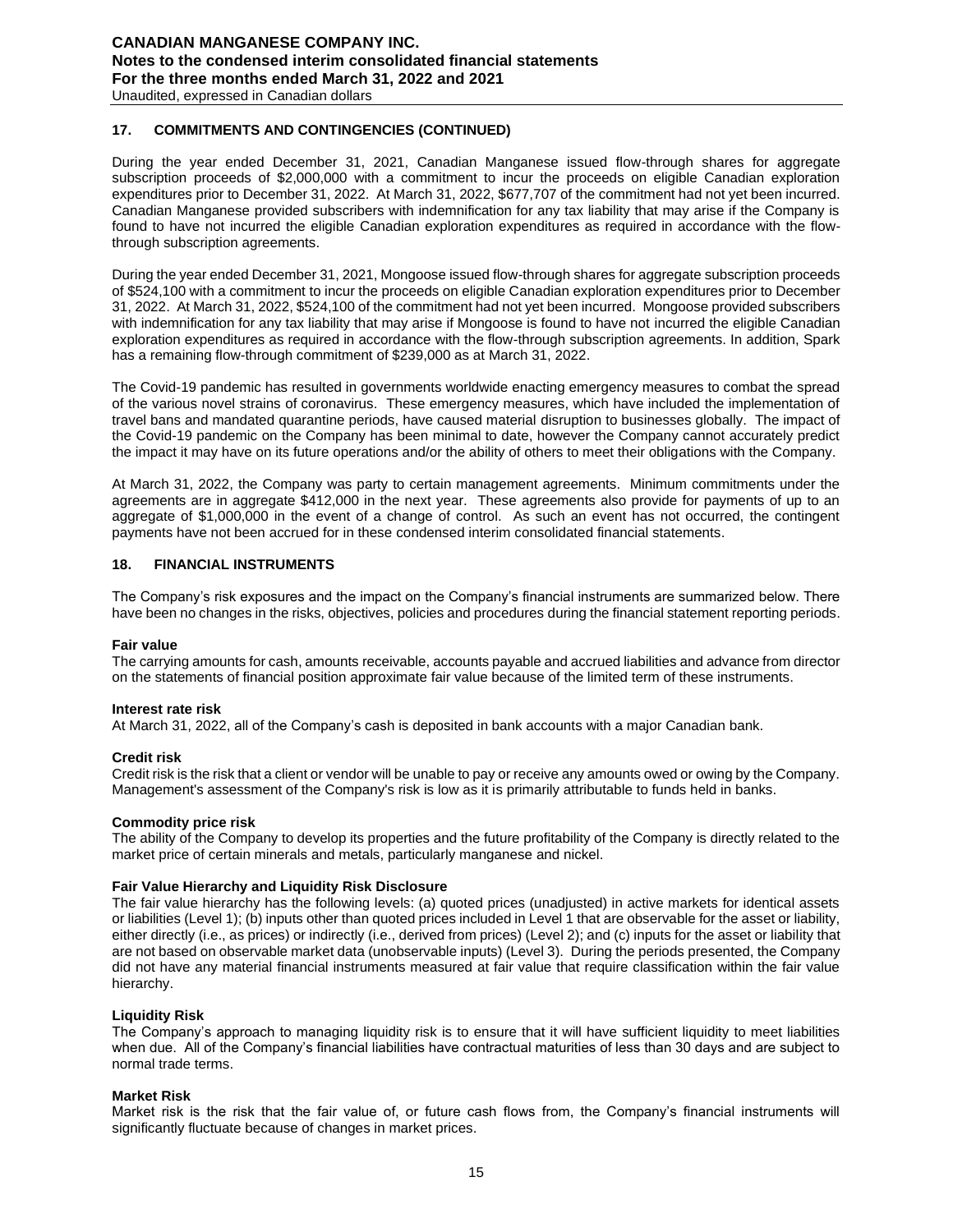## 17. COMMITMENTS AND CONTINGENCIES (CONTINUED)

During the year ended December 31, 2021, Canadian Manganese issued flow-through shares for aggregate subscription proceeds of $2,000,000 with a commitment to incur the proceeds on eligible Canadian exploration expenditures prior to December 31, 2022. At March 31, 2022, $677,707 of the commitment had not yet been incurred. Canadian Manganese provided subscribers with indemnification for any tax liability that may arise if the Company is found to have not incurred the eligible Canadian exploration expenditures as required in accordance with the flow-through subscription agreements.

During the year ended December 31, 2021, Mongoose issued flow-through shares for aggregate subscription proceeds of $524,100 with a commitment to incur the proceeds on eligible Canadian exploration expenditures prior to December 31, 2022. At March 31, 2022, $524,100 of the commitment had not yet been incurred. Mongoose provided subscribers with indemnification for any tax liability that may arise if Mongoose is found to have not incurred the eligible Canadian exploration expenditures as required in accordance with the flow-through subscription agreements. In addition, Spark has a remaining flow-through commitment of $239,000 as at March 31, 2022.

The Covid-19 pandemic has resulted in governments worldwide enacting emergency measures to combat the spread of the various novel strains of coronavirus. These emergency measures, which have included the implementation of travel bans and mandated quarantine periods, have caused material disruption to businesses globally. The impact of the Covid-19 pandemic on the Company has been minimal to date, however the Company cannot accurately predict the impact it may have on its future operations and/or the ability of others to meet their obligations with the Company.

At March 31, 2022, the Company was party to certain management agreements. Minimum commitments under the agreements are in aggregate $412,000 in the next year. These agreements also provide for payments of up to an aggregate of $1,000,000 in the event of a change of control. As such an event has not occurred, the contingent payments have not been accrued for in these condensed interim consolidated financial statements.

## 18. FINANCIAL INSTRUMENTS

The Company's risk exposures and the impact on the Company's financial instruments are summarized below. There have been no changes in the risks, objectives, policies and procedures during the financial statement reporting periods.

**Fair value**
The carrying amounts for cash, amounts receivable, accounts payable and accrued liabilities and advance from director on the statements of financial position approximate fair value because of the limited term of these instruments.

**Interest rate risk**
At March 31, 2022, all of the Company's cash is deposited in bank accounts with a major Canadian bank.

**Credit risk**
Credit risk is the risk that a client or vendor will be unable to pay or receive any amounts owed or owing by the Company. Management's assessment of the Company's risk is low as it is primarily attributable to funds held in banks.

**Commodity price risk**
The ability of the Company to develop its properties and the future profitability of the Company is directly related to the market price of certain minerals and metals, particularly manganese and nickel.

**Fair Value Hierarchy and Liquidity Risk Disclosure**
The fair value hierarchy has the following levels: (a) quoted prices (unadjusted) in active markets for identical assets or liabilities (Level 1); (b) inputs other than quoted prices included in Level 1 that are observable for the asset or liability, either directly (i.e., as prices) or indirectly (i.e., derived from prices) (Level 2); and (c) inputs for the asset or liability that are not based on observable market data (unobservable inputs) (Level 3). During the periods presented, the Company did not have any material financial instruments measured at fair value that require classification within the fair value hierarchy.

**Liquidity Risk**
The Company's approach to managing liquidity risk is to ensure that it will have sufficient liquidity to meet liabilities when due. All of the Company's financial liabilities have contractual maturities of less than 30 days and are subject to normal trade terms.

**Market Risk**
Market risk is the risk that the fair value of, or future cash flows from, the Company's financial instruments will significantly fluctuate because of changes in market prices.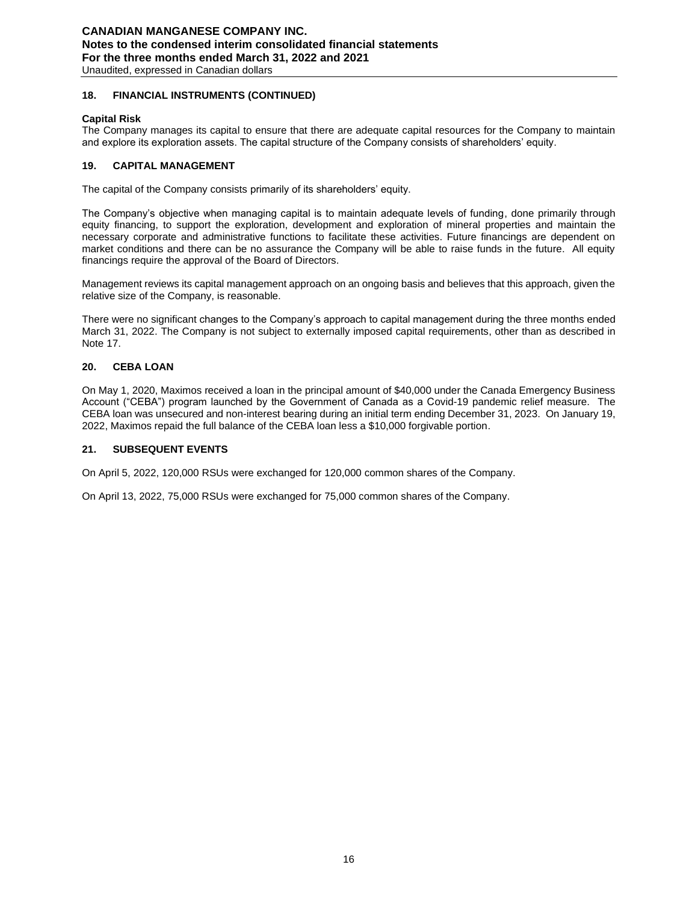## 18. FINANCIAL INSTRUMENTS (CONTINUED)

**Capital Risk**

The Company manages its capital to ensure that there are adequate capital resources for the Company to maintain and explore its exploration assets. The capital structure of the Company consists of shareholders' equity.

## 19. CAPITAL MANAGEMENT

The capital of the Company consists primarily of its shareholders' equity.

The Company's objective when managing capital is to maintain adequate levels of funding, done primarily through equity financing, to support the exploration, development and exploration of mineral properties and maintain the necessary corporate and administrative functions to facilitate these activities. Future financings are dependent on market conditions and there can be no assurance the Company will be able to raise funds in the future. All equity financings require the approval of the Board of Directors.

Management reviews its capital management approach on an ongoing basis and believes that this approach, given the relative size of the Company, is reasonable.

There were no significant changes to the Company's approach to capital management during the three months ended March 31, 2022. The Company is not subject to externally imposed capital requirements, other than as described in Note 17.

## 20. CEBA LOAN

On May 1, 2020, Maximos received a loan in the principal amount of $40,000 under the Canada Emergency Business Account ("CEBA") program launched by the Government of Canada as a Covid-19 pandemic relief measure. The CEBA loan was unsecured and non-interest bearing during an initial term ending December 31, 2023. On January 19, 2022, Maximos repaid the full balance of the CEBA loan less a $10,000 forgivable portion.

## 21. SUBSEQUENT EVENTS

On April 5, 2022, 120,000 RSUs were exchanged for 120,000 common shares of the Company.

On April 13, 2022, 75,000 RSUs were exchanged for 75,000 common shares of the Company.